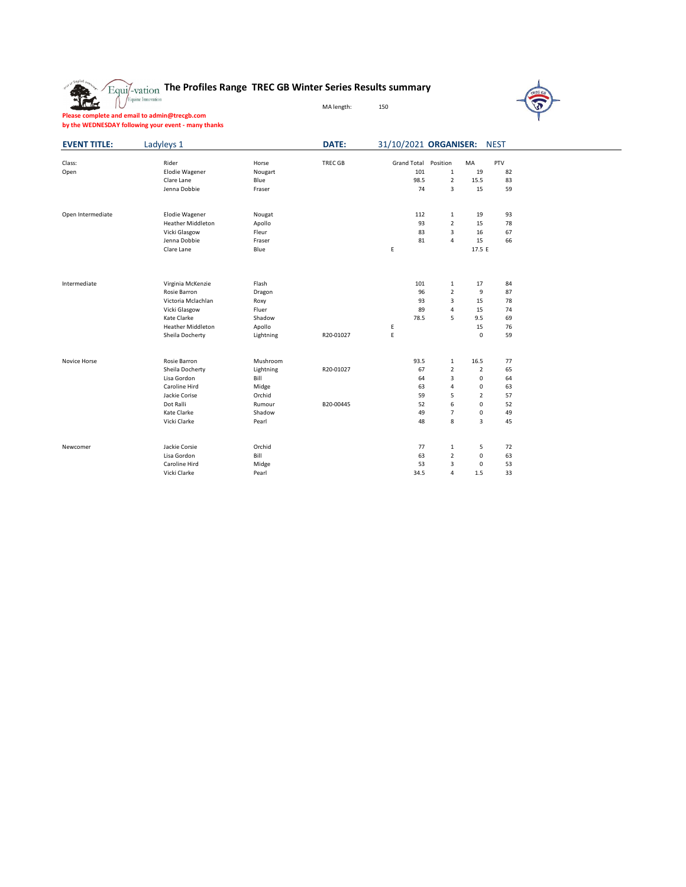# The Profiles Range TREC GB Winter Series Results summary

MA length: 150

**Please complete and email to admin@trecgb.com**
**by the WEDNESDAY following your event - many thanks**

**EVENT TITLE:** Ladyleys 1 **DATE:** 31/10/2021 **ORGANISER:** NEST

| Class: | Rider | Horse | TREC GB | Grand Total | Position | MA | PTV |
|---|---|---|---|---|---|---|---|
| Open | Elodie Wagener | Nougart | | 101 | 1 | 19 | 82 |
| | Clare Lane | Blue | | 98.5 | 2 | 15.5 | 83 |
| | Jenna Dobbie | Fraser | | 74 | 3 | 15 | 59 |
| | | | | | | | |
| Open Intermediate | Elodie Wagener | Nougat | | 112 | 1 | 19 | 93 |
| | Heather Middleton | Apollo | | 93 | 2 | 15 | 78 |
| | Vicki Glasgow | Fleur | | 83 | 3 | 16 | 67 |
| | Jenna Dobbie | Fraser | | 81 | 4 | 15 | 66 |
| | Clare Lane | Blue | | E | | 17.5 E | |
| | | | | | | | |
| Intermediate | Virginia McKenzie | Flash | | 101 | 1 | 17 | 84 |
| | Rosie Barron | Dragon | | 96 | 2 | 9 | 87 |
| | Victoria Mclachlan | Roxy | | 93 | 3 | 15 | 78 |
| | Vicki Glasgow | Fluer | | 89 | 4 | 15 | 74 |
| | Kate Clarke | Shadow | | 78.5 | 5 | 9.5 | 69 |
| | Heather Middleton | Apollo | | E | | 15 | 76 |
| | Sheila Docherty | Lightning | R20-01027 | E | | 0 | 59 |
| | | | | | | | |
| Novice Horse | Rosie Barron | Mushroom | | 93.5 | 1 | 16.5 | 77 |
| | Sheila Docherty | Lightning | R20-01027 | 67 | 2 | 2 | 65 |
| | Lisa Gordon | Bill | | 64 | 3 | 0 | 64 |
| | Caroline Hird | Midge | | 63 | 4 | 0 | 63 |
| | Jackie Corise | Orchid | | 59 | 5 | 2 | 57 |
| | Dot Ralli | Rumour | B20-00445 | 52 | 6 | 0 | 52 |
| | Kate Clarke | Shadow | | 49 | 7 | 0 | 49 |
| | Vicki Clarke | Pearl | | 48 | 8 | 3 | 45 |
| | | | | | | | |
| Newcomer | Jackie Corsie | Orchid | | 77 | 1 | 5 | 72 |
| | Lisa Gordon | Bill | | 63 | 2 | 0 | 63 |
| | Caroline Hird | Midge | | 53 | 3 | 0 | 53 |
| | Vicki Clarke | Pearl | | 34.5 | 4 | 1.5 | 33 |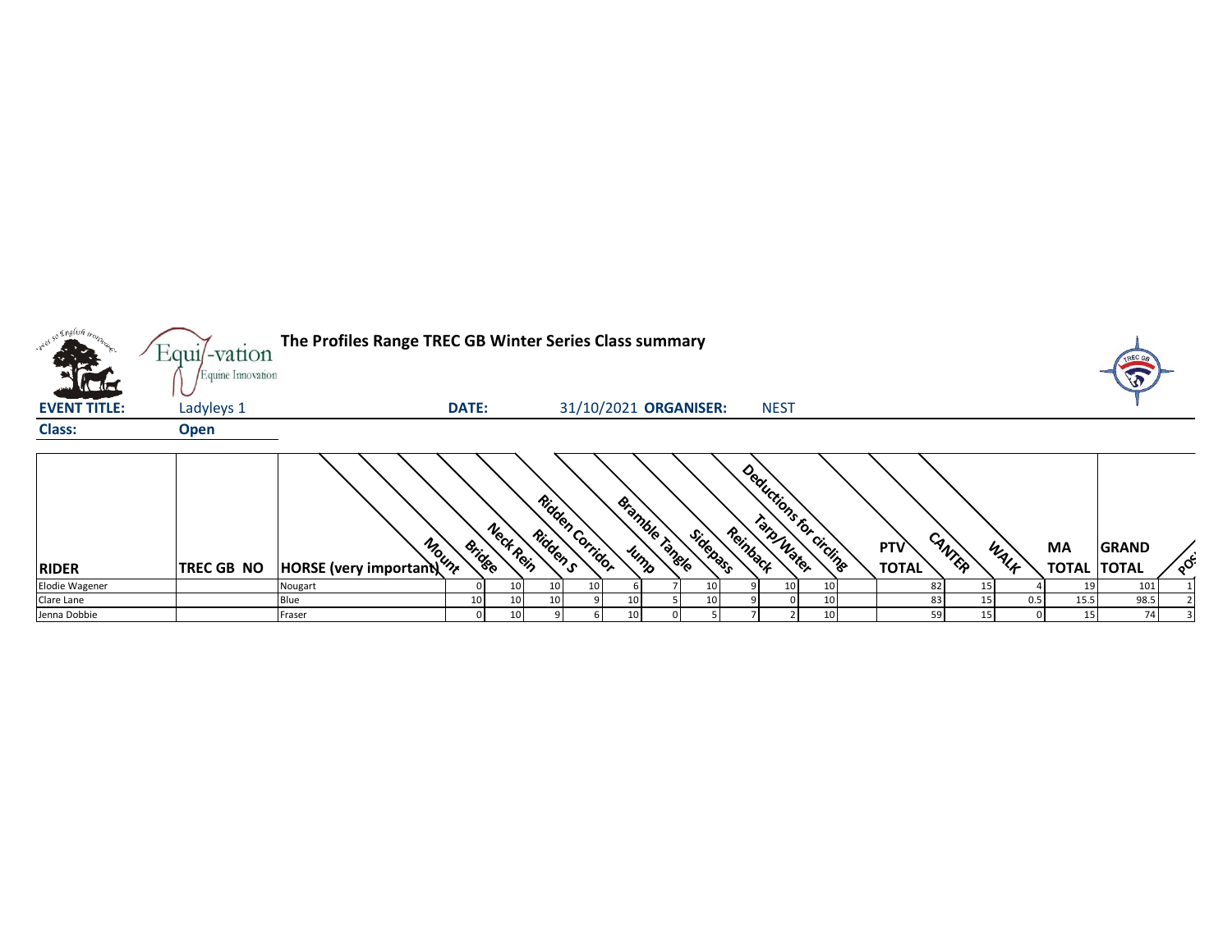# The Profiles Range TREC GB Winter Series Class summary

**EVENT TITLE:** Ladyleys 1 **DATE:** 31/10/2021 **ORGANISER:** NEST

**Class:** Open

| RIDER | TREC GB NO | HORSE (very important) | Mount | Bridge | Neck Rein | Ridden S | Ridden Corridor | Jump | Bramble Tangle | Sidepass | Reinback | Tarp/Water | Deductions for circling | PTV TOTAL | CANTER | WALK | MA TOTAL | GRAND TOTAL | POS |
|---|---|---|---|---|---|---|---|---|---|---|---|---|---|---|---|---|---|---|---|
| Elodie Wagener | | Nougart | 0 | 10 | 10 | 10 | 6 | 7 | 10 | 9 | 10 | 10 | | 82 | 15 | 4 | 19 | 101 | 1 |
| Clare Lane | | Blue | 10 | 10 | 10 | 9 | 10 | 5 | 10 | 9 | 0 | 10 | | 83 | 15 | 0.5 | 15.5 | 98.5 | 2 |
| Jenna Dobbie | | Fraser | 0 | 10 | 9 | 6 | 10 | 0 | 5 | 7 | 2 | 10 | | 59 | 15 | 0 | 15 | 74 | 3 |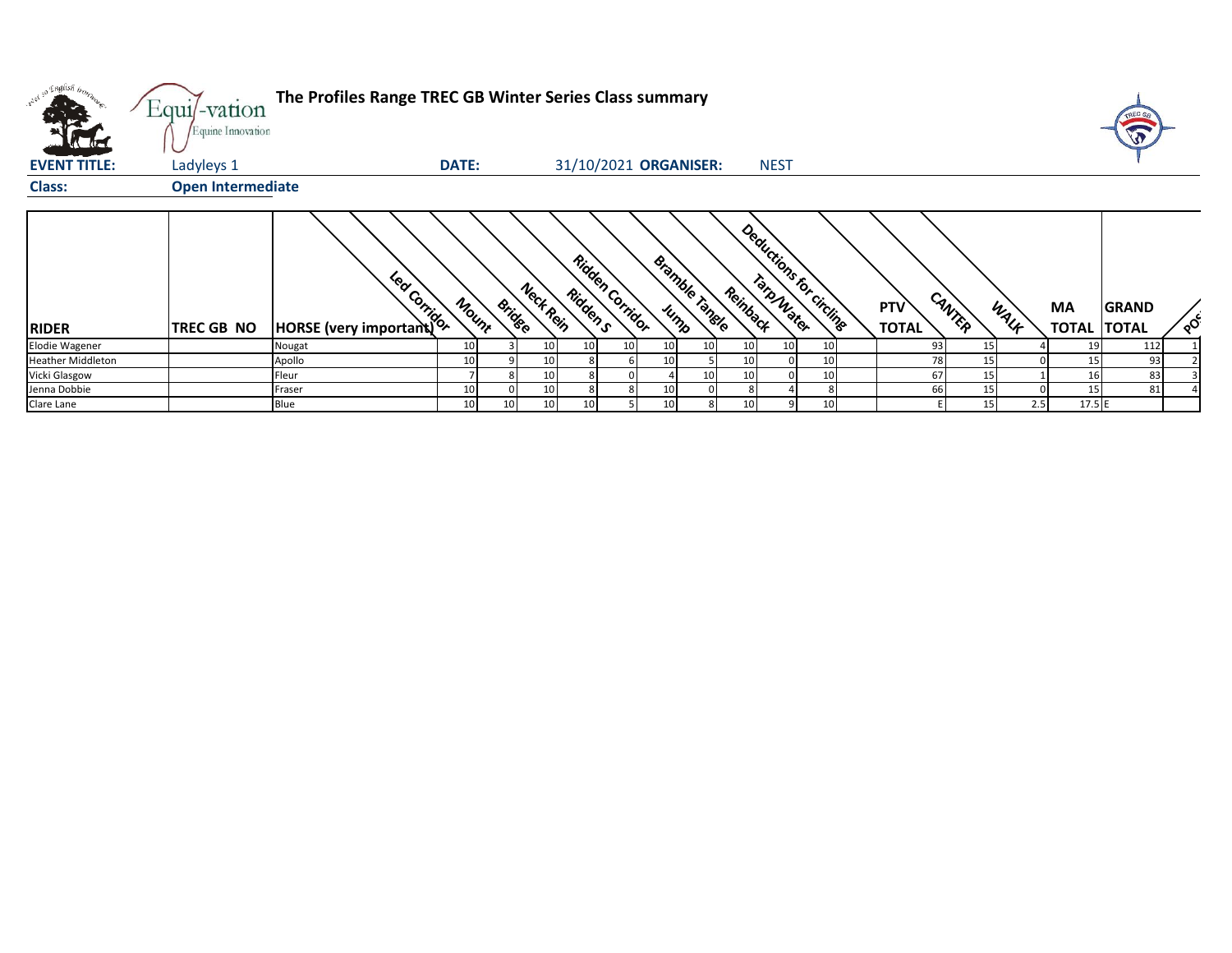**The Profiles Range TREC GB Winter Series Class summary**

Equi-vation Equine Innovation

**EVENT TITLE:** Ladyleys 1 **DATE:** 31/10/2021 **ORGANISER:** NEST

**Class:** **Open Intermediate**

| RIDER | TREC GB NO | HORSE (very important) | Led Corridor | Mount | Bridge | Neck Rein | Ridden S | Ridden Corridor | Jump | Bramble Tangle | Reinback | Tarp/Water | Deductions for circling | PTV TOTAL | CANTER | WALK | MA TOTAL | GRAND TOTAL | POS |
|---|---|---|---|---|---|---|---|---|---|---|---|---|---|---|---|---|---|---|---|
| Elodie Wagener | | Nougat | 10 | 3 | 10 | 10 | 10 | 10 | 10 | 10 | 10 | 10 | | 93 | 15 | 4 | 19 | 112 | 1 |
| Heather Middleton | | Apollo | 10 | 9 | 10 | 8 | 6 | 10 | 5 | 10 | 0 | 10 | | 78 | 15 | 0 | 15 | 93 | 2 |
| Vicki Glasgow | | Fleur | 7 | 8 | 10 | 8 | 0 | 4 | 10 | 10 | 0 | 10 | | 67 | 15 | 1 | 16 | 83 | 3 |
| Jenna Dobbie | | Fraser | 10 | 0 | 10 | 8 | 8 | 10 | 0 | 8 | 4 | 8 | | 66 | 15 | 0 | 15 | 81 | 4 |
| Clare Lane | | Blue | 10 | 10 | 10 | 10 | 5 | 10 | 8 | 10 | 9 | 10 | | E | 15 | 2.5 | 17.5 | E | |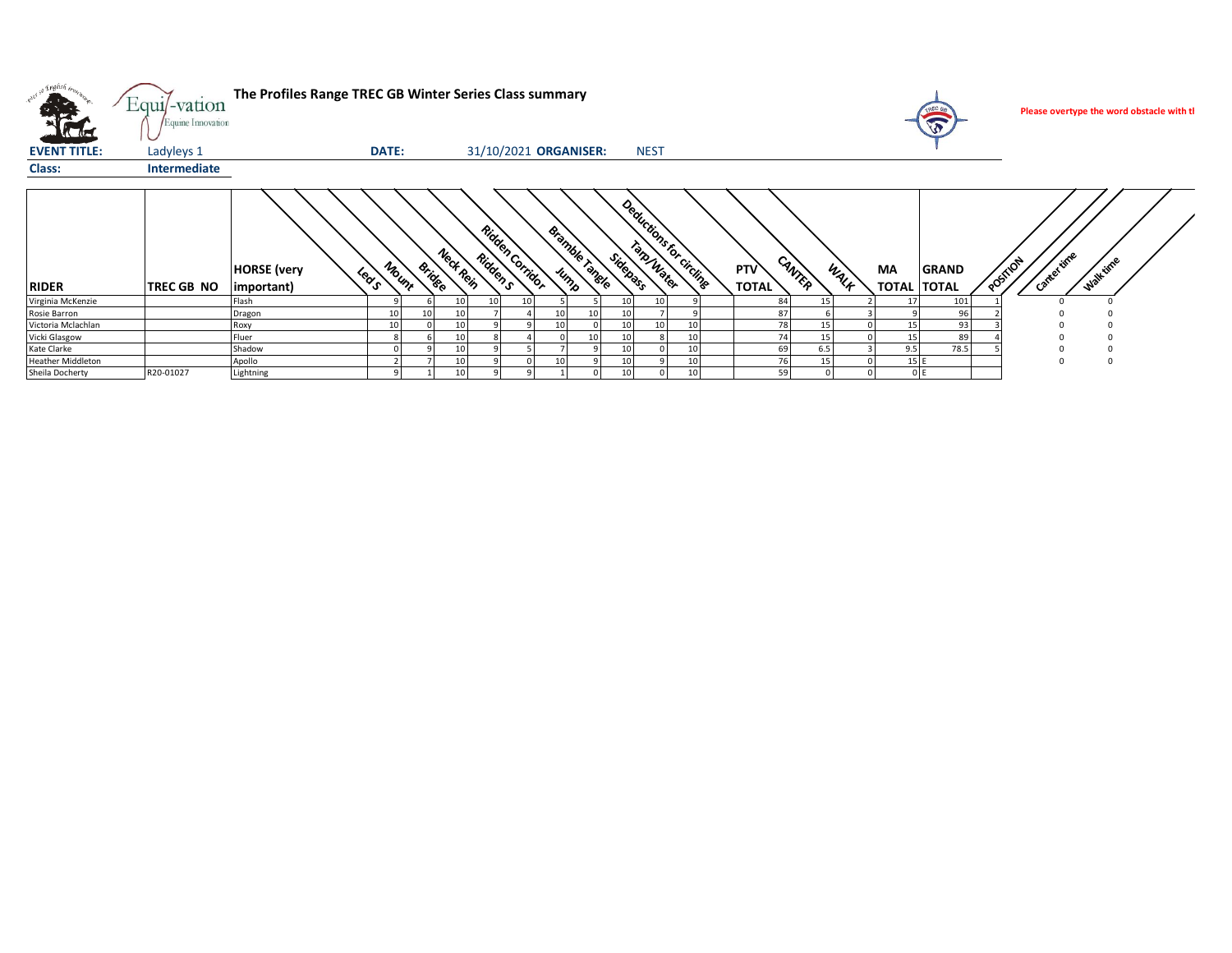# The Profiles Range TREC GB Winter Series Class summary

Please overtype the word obstacle with tl

**EVENT TITLE:** Ladyleys 1 **DATE:** 31/10/2021 **ORGANISER:** NEST

**Class:** Intermediate

| RIDER | TREC GB NO | HORSE (very important) | Led S | Mount | Bridge | Neck Rein | Ridden S | Ridden Corridor | Jump | Bramble Tangle | Sidepass | Tarp/Water | Deductions for circling | PTV TOTAL | CANTER | WALK | MA TOTAL | GRAND TOTAL | POSITION | Canter time | Walk time |
|---|---|---|---|---|---|---|---|---|---|---|---|---|---|---|---|---|---|---|---|---|---|
| Virginia McKenzie | | Flash | 9 | 6 | 10 | 10 | 10 | 5 | 5 | 10 | 10 | 9 | | 84 | 15 | 2 | 17 | 101 | 1 | 0 | 0 |
| Rosie Barron | | Dragon | 10 | 10 | 10 | 7 | 4 | 10 | 10 | 10 | 7 | 9 | | 87 | 6 | 3 | 9 | 96 | 2 | 0 | 0 |
| Victoria Mclachlan | | Roxy | 10 | 0 | 10 | 9 | 9 | 10 | 0 | 10 | 10 | 10 | | 78 | 15 | 0 | 15 | 93 | 3 | 0 | 0 |
| Vicki Glasgow | | Fluer | 8 | 6 | 10 | 8 | 4 | 0 | 10 | 10 | 8 | 10 | | 74 | 15 | 0 | 15 | 89 | 4 | 0 | 0 |
| Kate Clarke | | Shadow | 0 | 9 | 10 | 9 | 5 | 7 | 9 | 10 | 0 | 10 | | 69 | 6.5 | 3 | 9.5 | 78.5 | 5 | 0 | 0 |
| Heather Middleton | | Apollo | 2 | 7 | 10 | 9 | 0 | 10 | 9 | 10 | 9 | 10 | | 76 | 15 | 0 | 15 | E | | 0 | 0 |
| Sheila Docherty | R20-01027 | Lightning | 9 | 1 | 10 | 9 | 9 | 1 | 0 | 10 | 0 | 10 | | 59 | 0 | 0 | 0 | E | | | |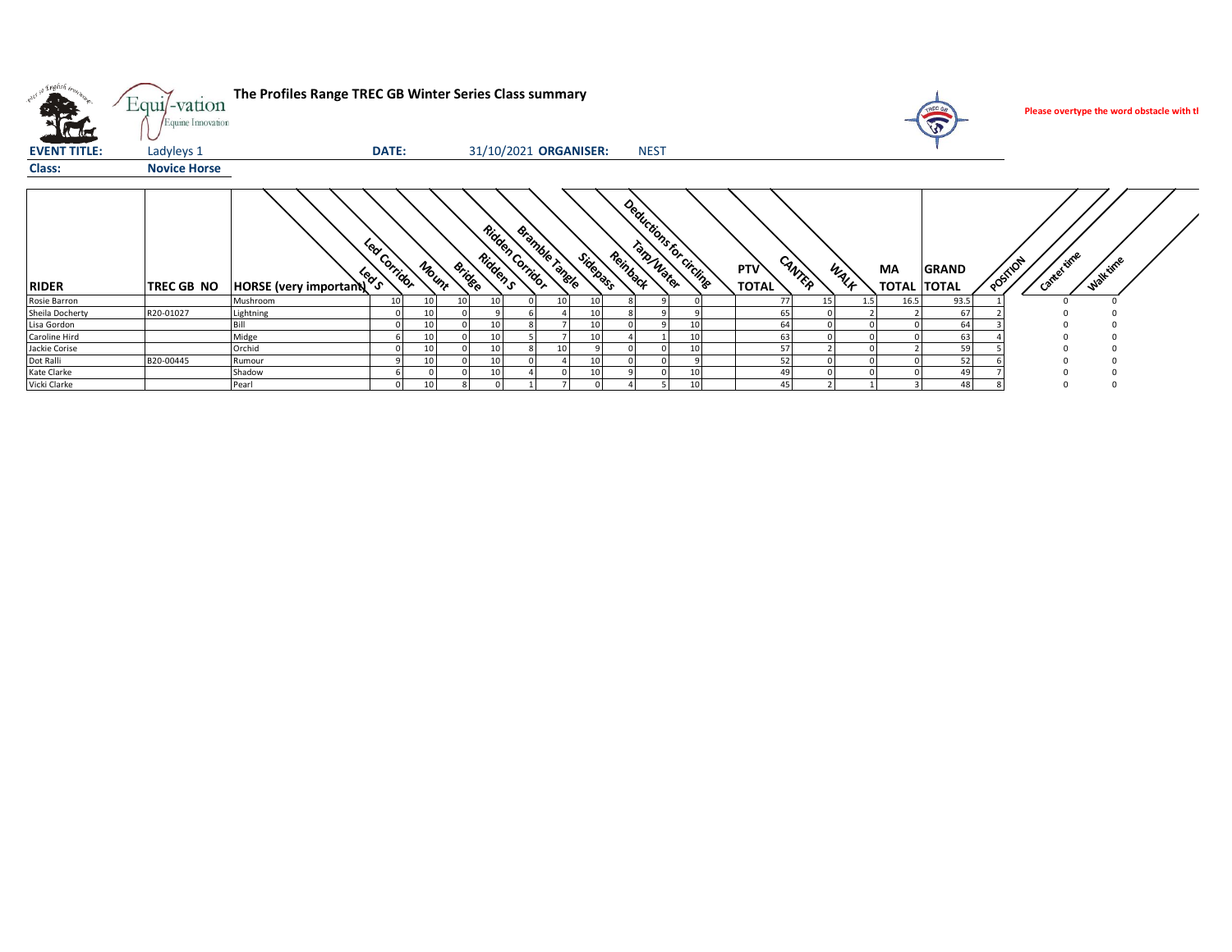**The Profiles Range TREC GB Winter Series Class summary**

Please overtype the word obstacle with tl

**EVENT TITLE:** Ladyleys 1 **DATE:** 31/10/2021 **ORGANISER:** NEST

**Class:** Novice Horse

| RIDER | TREC GB NO | HORSE (very important) | Led S | Led Corridor | Mount | Bridge | Ridden S | Ridden Corridor | Bramble Tangle | Sidepass | Reinback | Tarp/Water | Deductions for circling | PTV TOTAL | CANTER | WALK | MA TOTAL | GRAND TOTAL | POSITION | Canter time | Walk time |
|---|---|---|---|---|---|---|---|---|---|---|---|---|---|---|---|---|---|---|---|---|---|
| Rosie Barron | | Mushroom | 10 | 10 | 10 | 10 | 0 | 10 | 10 | 8 | 9 | 0 | | 77 | 15 | 1.5 | 16.5 | 93.5 | 1 | 0 | 0 |
| Sheila Docherty | R20-01027 | Lightning | 0 | 10 | 0 | 9 | 6 | 4 | 10 | 8 | 9 | 9 | | 65 | 0 | 2 | 2 | 67 | 2 | 0 | 0 |
| Lisa Gordon | | Bill | 0 | 10 | 0 | 10 | 8 | 7 | 10 | 0 | 9 | 10 | | 64 | 0 | 0 | 0 | 64 | 3 | 0 | 0 |
| Caroline Hird | | Midge | 6 | 10 | 0 | 10 | 5 | 7 | 10 | 4 | 1 | 10 | | 63 | 0 | 0 | 0 | 63 | 4 | 0 | 0 |
| Jackie Corise | | Orchid | 0 | 10 | 0 | 10 | 8 | 10 | 9 | 0 | 0 | 10 | | 57 | 2 | 0 | 2 | 59 | 5 | 0 | 0 |
| Dot Ralli | B20-00445 | Rumour | 9 | 10 | 0 | 10 | 0 | 4 | 10 | 0 | 0 | 9 | | 52 | 0 | 0 | 0 | 52 | 6 | 0 | 0 |
| Kate Clarke | | Shadow | 6 | 0 | 0 | 10 | 4 | 0 | 10 | 9 | 0 | 10 | | 49 | 0 | 0 | 0 | 49 | 7 | 0 | 0 |
| Vicki Clarke | | Pearl | 0 | 10 | 8 | 0 | 1 | 7 | 0 | 4 | 5 | 10 | | 45 | 2 | 1 | 3 | 48 | 8 | 0 | 0 |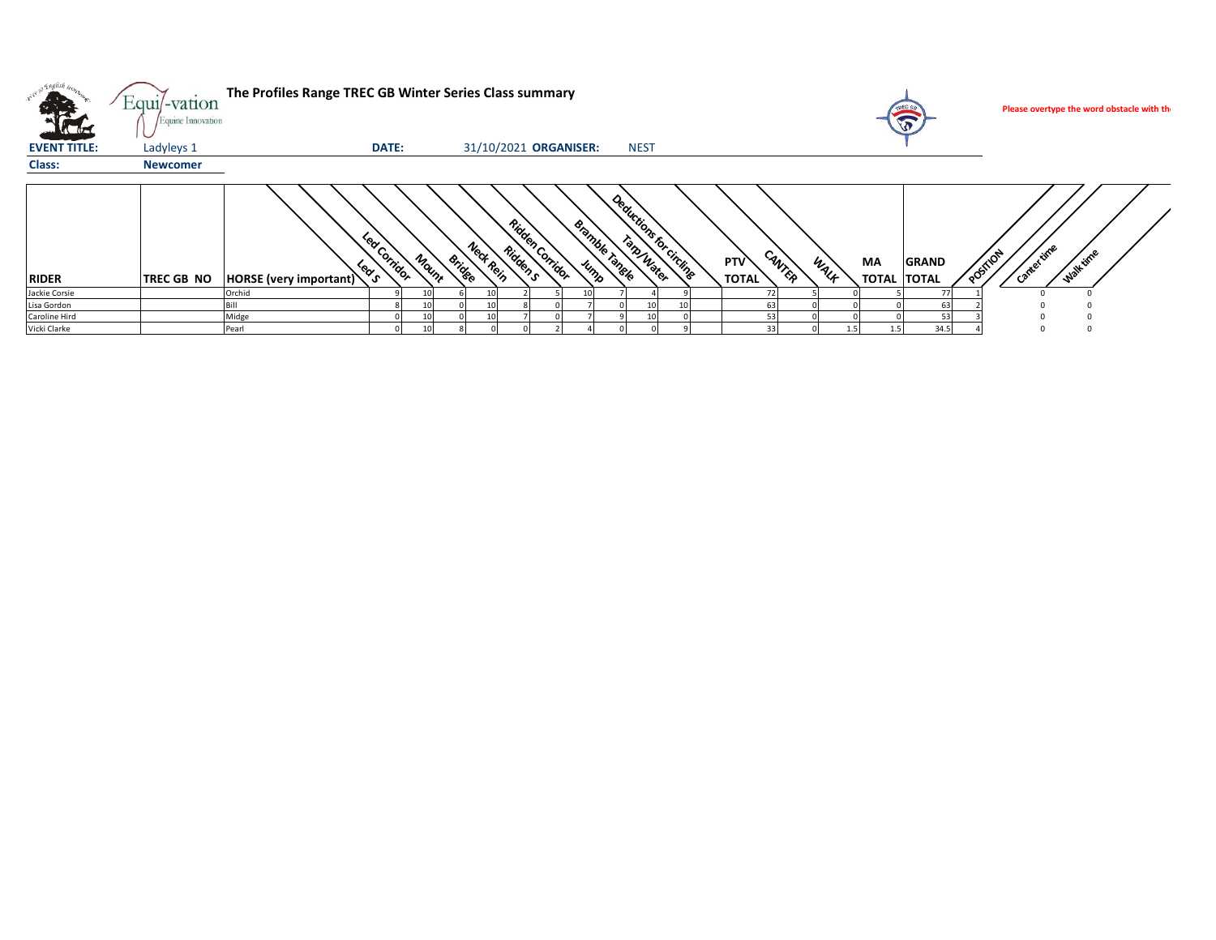**The Profiles Range TREC GB Winter Series Class summary**

Please overtype the word obstacle with th

| **EVENT TITLE:** | Ladyleys 1 | **DATE:** | 31/10/2021 | **ORGANISER:** | NEST |
|---|---|---|---|---|---|

**Class:** **Newcomer**

| RIDER | TREC GB NO | HORSE (very important) | Led S | Led Corridor | Mount | Bridge | Neck Rein | Ridden S | Ridden Corridor | Jump | Bramble Tangle | Tarp/Water | Deductions for circling | | PTV TOTAL | CANTER | WALK | MA TOTAL | GRAND TOTAL | POSITION | Canter time | Walk time |
|---|---|---|---|---|---|---|---|---|---|---|---|---|---|---|---|---|---|---|---|---|---|---|
| Jackie Corsie | | Orchid | 9 | 10 | 6 | 10 | 2 | 5 | 10 | 7 | 4 | 9 | | | 72 | 5 | 0 | 5 | 77 | 1 | 0 | 0 |
| Lisa Gordon | | Bill | 8 | 10 | 0 | 10 | 8 | 0 | 7 | 0 | 10 | 10 | | | 63 | 0 | 0 | 0 | 63 | 2 | 0 | 0 |
| Caroline Hird | | Midge | 0 | 10 | 0 | 10 | 7 | 0 | 7 | 9 | 10 | 0 | | | 53 | 0 | 0 | 0 | 53 | 3 | 0 | 0 |
| Vicki Clarke | | Pearl | 0 | 10 | 8 | 0 | 0 | 2 | 4 | 0 | 0 | 9 | | | 33 | 0 | 1.5 | 1.5 | 34.5 | 4 | 0 | 0 |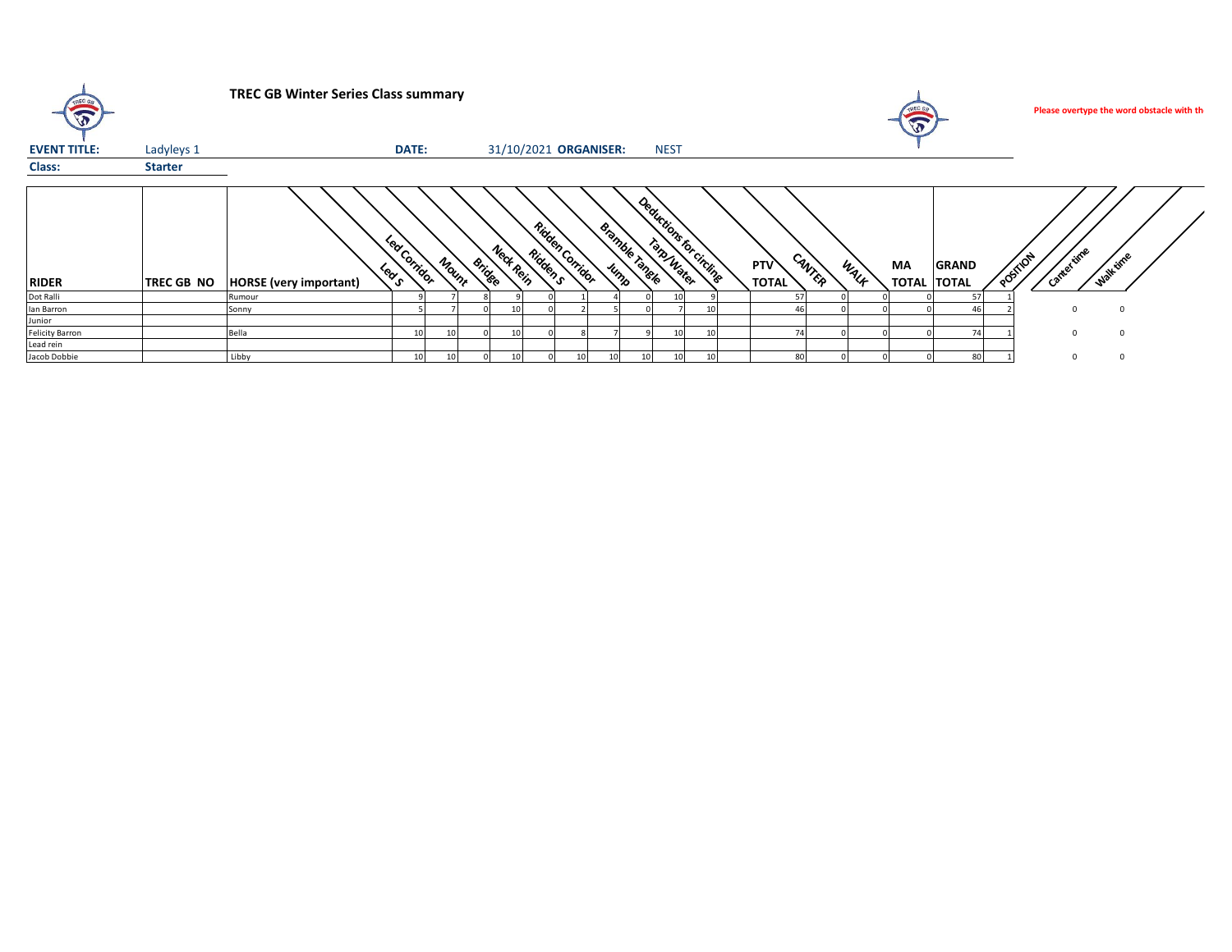**TREC GB Winter Series Class summary**

Please overtype the word obstacle with th

**EVENT TITLE:** Ladyleys 1 **DATE:** 31/10/2021 **ORGANISER:** NEST

**Class:** **Starter**

| RIDER | TREC GB NO | HORSE (very important) | Led S | Led Corridor | Mount | Bridge | Neck Rein | Ridden S | Ridden Corridor | Jump | Bramble Tangle | Tarp/Water | Deductions for circling | PTV TOTAL | CANTER | WALK | MA TOTAL | GRAND TOTAL | POSITION | Canter time | Walk time |
|---|---|---|---|---|---|---|---|---|---|---|---|---|---|---|---|---|---|---|---|---|---|
| Dot Ralli | | Rumour | 9 | 7 | 8 | 9 | 0 | 1 | 4 | 0 | 10 | 9 | | 57 | 0 | 0 | 0 | 57 | 1 | | |
| Ian Barron | | Sonny | 5 | 7 | 0 | 10 | 0 | 2 | 5 | 0 | 7 | 10 | | 46 | 0 | 0 | 0 | 46 | 2 | 0 | 0 |
| Junior | | | | | | | | | | | | | | | | | | | | | |
| Felicity Barron | | Bella | 10 | 10 | 0 | 10 | 0 | 8 | 7 | 9 | 10 | 10 | | 74 | 0 | 0 | 0 | 74 | 1 | 0 | 0 |
| Lead rein | | | | | | | | | | | | | | | | | | | | | |
| Jacob Dobbie | | Libby | 10 | 10 | 0 | 10 | 0 | 10 | 10 | 10 | 10 | 10 | | 80 | 0 | 0 | 0 | 80 | 1 | 0 | 0 |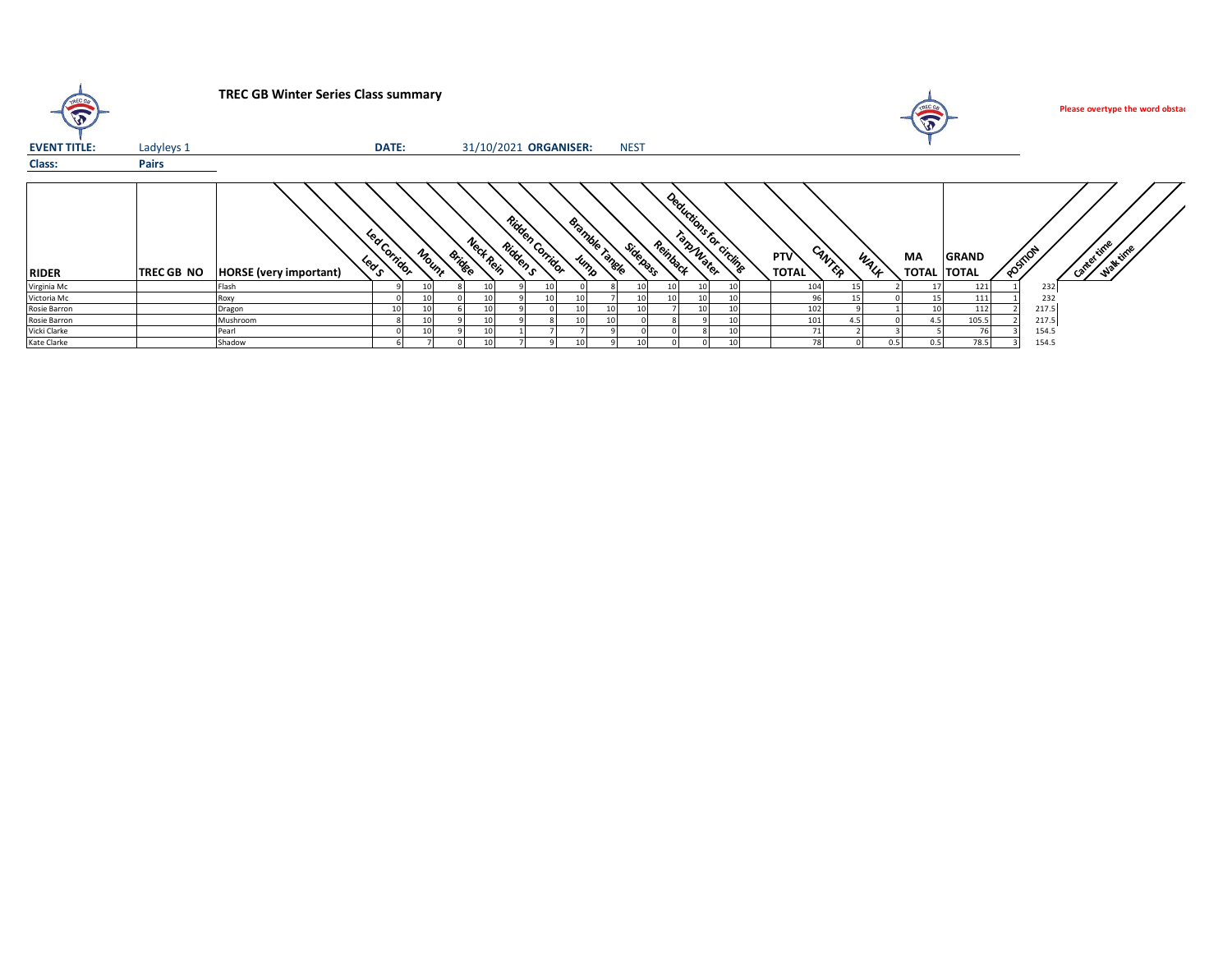**TREC GB Winter Series Class summary**

Please overtype the word obstac

**EVENT TITLE:** Ladyleys 1 **DATE:** 31/10/2021 **ORGANISER:** NEST

**Class:** Pairs

| RIDER | TREC GB NO | HORSE (very important) | Led S | Led Corridor | Mount | Bridge | Neck Rein | Ridden S | Ridden Corridor | Jump | Bramble Tangle | Sidepass | Reinback | Tarp/Water | Deductions for circling | | PTV TOTAL | CANTER | WALK | MA TOTAL | GRAND TOTAL | POSITION | | Canter time | Walk time |
|---|---|---|---|---|---|---|---|---|---|---|---|---|---|---|---|---|---|---|---|---|---|---|---|---|---|
| Virginia Mc | | Flash | 9 | 10 | 8 | 10 | 9 | 10 | 0 | 8 | 10 | 10 | 10 | 10 | | | 104 | 15 | 2 | 17 | 121 | 1 | 232 | | |
| Victoria Mc | | Roxy | 0 | 10 | 0 | 10 | 9 | 10 | 10 | 7 | 10 | 10 | 10 | 10 | | | 96 | 15 | 0 | 15 | 111 | 1 | 232 | | |
| Rosie Barron | | Dragon | 10 | 10 | 6 | 10 | 9 | 0 | 10 | 10 | 10 | 7 | 10 | 10 | | | 102 | 9 | 1 | 10 | 112 | 2 | 217.5 | | |
| Rosie Barron | | Mushroom | 8 | 10 | 9 | 10 | 9 | 8 | 10 | 10 | 0 | 8 | 9 | 10 | | | 101 | 4.5 | 0 | 4.5 | 105.5 | 2 | 217.5 | | |
| Vicki Clarke | | Pearl | 0 | 10 | 9 | 10 | 1 | 7 | 7 | 9 | 0 | 0 | 8 | 10 | | | 71 | 2 | 3 | 5 | 76 | 3 | 154.5 | | |
| Kate Clarke | | Shadow | 6 | 7 | 0 | 10 | 7 | 9 | 10 | 9 | 10 | 0 | 0 | 10 | | | 78 | 0 | 0.5 | 0.5 | 78.5 | 3 | 154.5 | | |